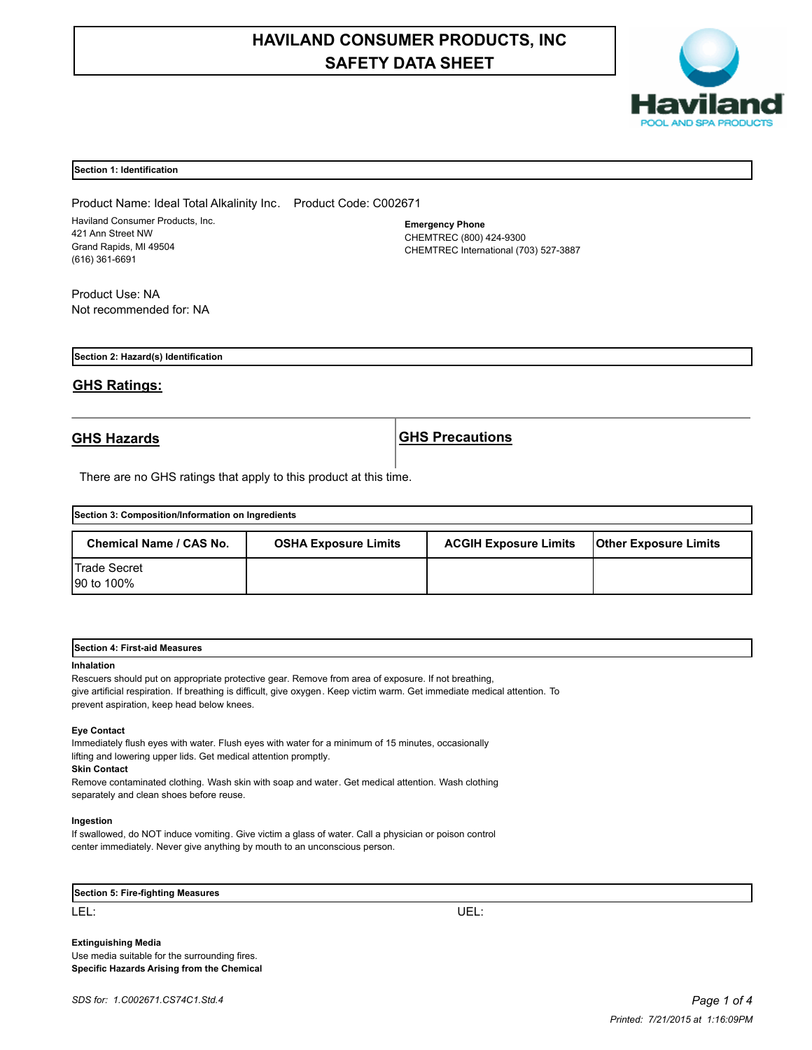# HAVILAND CONSUMER PRODUCTS, INC
# SAFETY DATA SHEET

## Section 1: Identification

Product Name: Ideal Total Alkalinity Inc.    Product Code: C002671

Haviland Consumer Products, Inc.
421 Ann Street NW
Grand Rapids, MI 49504
(616) 361-6691

**Emergency Phone**
CHEMTREC (800) 424-9300
CHEMTREC International (703) 527-3887

Product Use: NA
Not recommended for: NA

## Section 2: Hazard(s) Identification

### GHS Ratings:

| GHS Hazards | GHS Precautions |
| --- | --- |

There are no GHS ratings that apply to this product at this time.

## Section 3: Composition/Information on Ingredients

| Chemical Name / CAS No. | OSHA Exposure Limits | ACGIH Exposure Limits | Other Exposure Limits |
| --- | --- | --- | --- |
| Trade Secret<br>90 to 100% | | | |

## Section 4: First-aid Measures

**Inhalation**
Rescuers should put on appropriate protective gear. Remove from area of exposure. If not breathing, give artificial respiration. If breathing is difficult, give oxygen. Keep victim warm. Get immediate medical attention. To prevent aspiration, keep head below knees.

**Eye Contact**
Immediately flush eyes with water. Flush eyes with water for a minimum of 15 minutes, occasionally lifting and lowering upper lids. Get medical attention promptly.

**Skin Contact**
Remove contaminated clothing. Wash skin with soap and water. Get medical attention. Wash clothing separately and clean shoes before reuse.

**Ingestion**
If swallowed, do NOT induce vomiting. Give victim a glass of water. Call a physician or poison control center immediately. Never give anything by mouth to an unconscious person.

## Section 5: Fire-fighting Measures

LEL:    UEL:

**Extinguishing Media**
Use media suitable for the surrounding fires.

**Specific Hazards Arising from the Chemical**

*SDS for: 1.C002671.CS74C1.Std.4*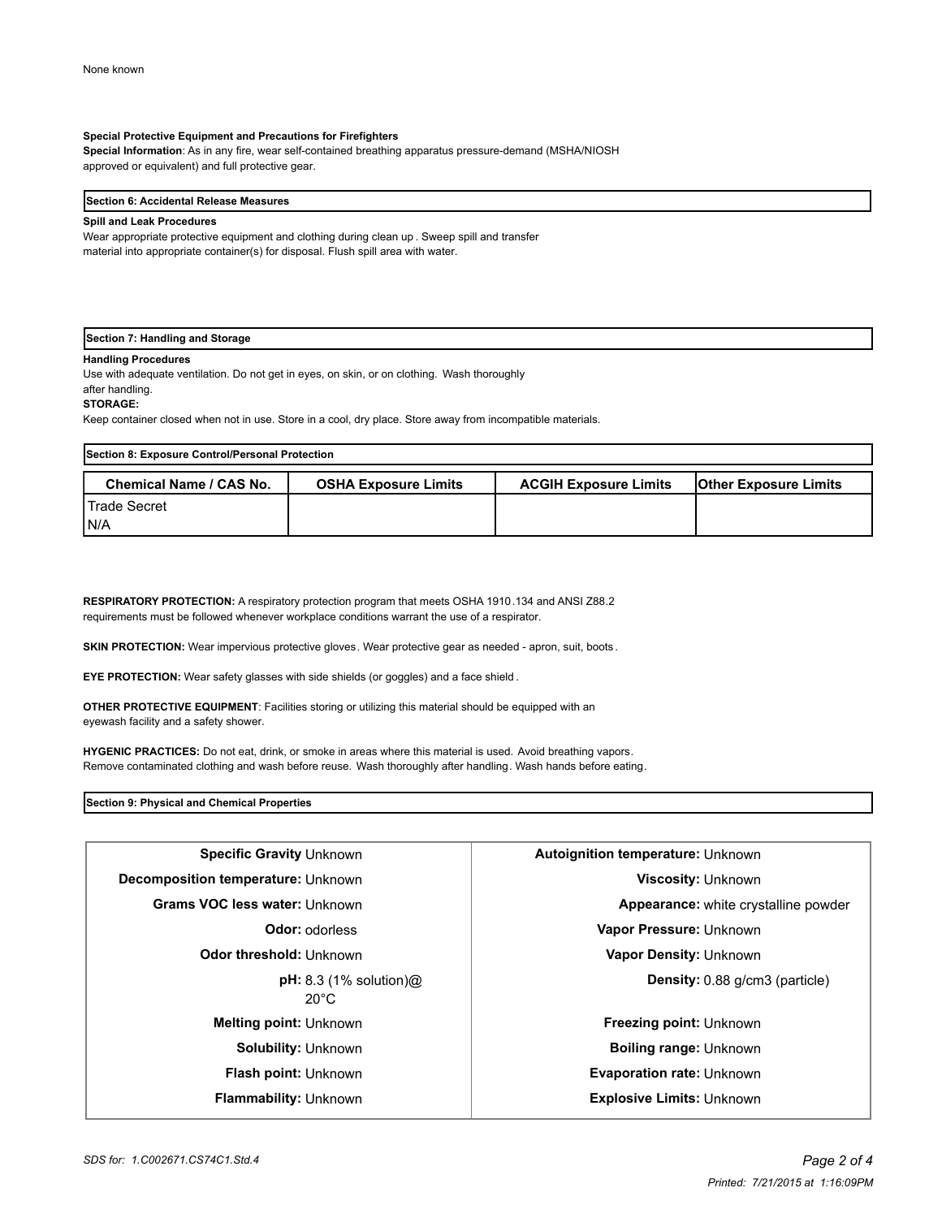None known

**Special Protective Equipment and Precautions for Firefighters**

**Special Information**: As in any fire, wear self-contained breathing apparatus pressure-demand (MSHA/NIOSH approved or equivalent) and full protective gear.

## Section 6: Accidental Release Measures

**Spill and Leak Procedures**

Wear appropriate protective equipment and clothing during clean up. Sweep spill and transfer material into appropriate container(s) for disposal. Flush spill area with water.

## Section 7: Handling and Storage

**Handling Procedures**

Use with adequate ventilation. Do not get in eyes, on skin, or on clothing. Wash thoroughly after handling.

**STORAGE:**

Keep container closed when not in use. Store in a cool, dry place. Store away from incompatible materials.

## Section 8: Exposure Control/Personal Protection

| Chemical Name / CAS No. | OSHA Exposure Limits | ACGIH Exposure Limits | Other Exposure Limits |
|---|---|---|---|
| Trade Secret<br>N/A | | | |

**RESPIRATORY PROTECTION:** A respiratory protection program that meets OSHA 1910.134 and ANSI Z88.2 requirements must be followed whenever workplace conditions warrant the use of a respirator.

**SKIN PROTECTION:** Wear impervious protective gloves. Wear protective gear as needed - apron, suit, boots.

**EYE PROTECTION:** Wear safety glasses with side shields (or goggles) and a face shield.

**OTHER PROTECTIVE EQUIPMENT**: Facilities storing or utilizing this material should be equipped with an eyewash facility and a safety shower.

**HYGENIC PRACTICES:** Do not eat, drink, or smoke in areas where this material is used. Avoid breathing vapors. Remove contaminated clothing and wash before reuse. Wash thoroughly after handling. Wash hands before eating.

## Section 9: Physical and Chemical Properties

| Property | Value | Property | Value |
|---|---|---|---|
| **Specific Gravity** | Unknown | **Autoignition temperature:** | Unknown |
| **Decomposition temperature:** | Unknown | **Viscosity:** | Unknown |
| **Grams VOC less water:** | Unknown | **Appearance:** | white crystalline powder |
| **Odor:** | odorless | **Vapor Pressure:** | Unknown |
| **Odor threshold:** | Unknown | **Vapor Density:** | Unknown |
| **pH:** | 8.3 (1% solution)@ 20°C | **Density:** | 0.88 g/cm3 (particle) |
| **Melting point:** | Unknown | **Freezing point:** | Unknown |
| **Solubility:** | Unknown | **Boiling range:** | Unknown |
| **Flash point:** | Unknown | **Evaporation rate:** | Unknown |
| **Flammability:** | Unknown | **Explosive Limits:** | Unknown |

*SDS for: 1.C002671.CS74C1.Std.4*

*Printed: 7/21/2015 at 1:16:09PM*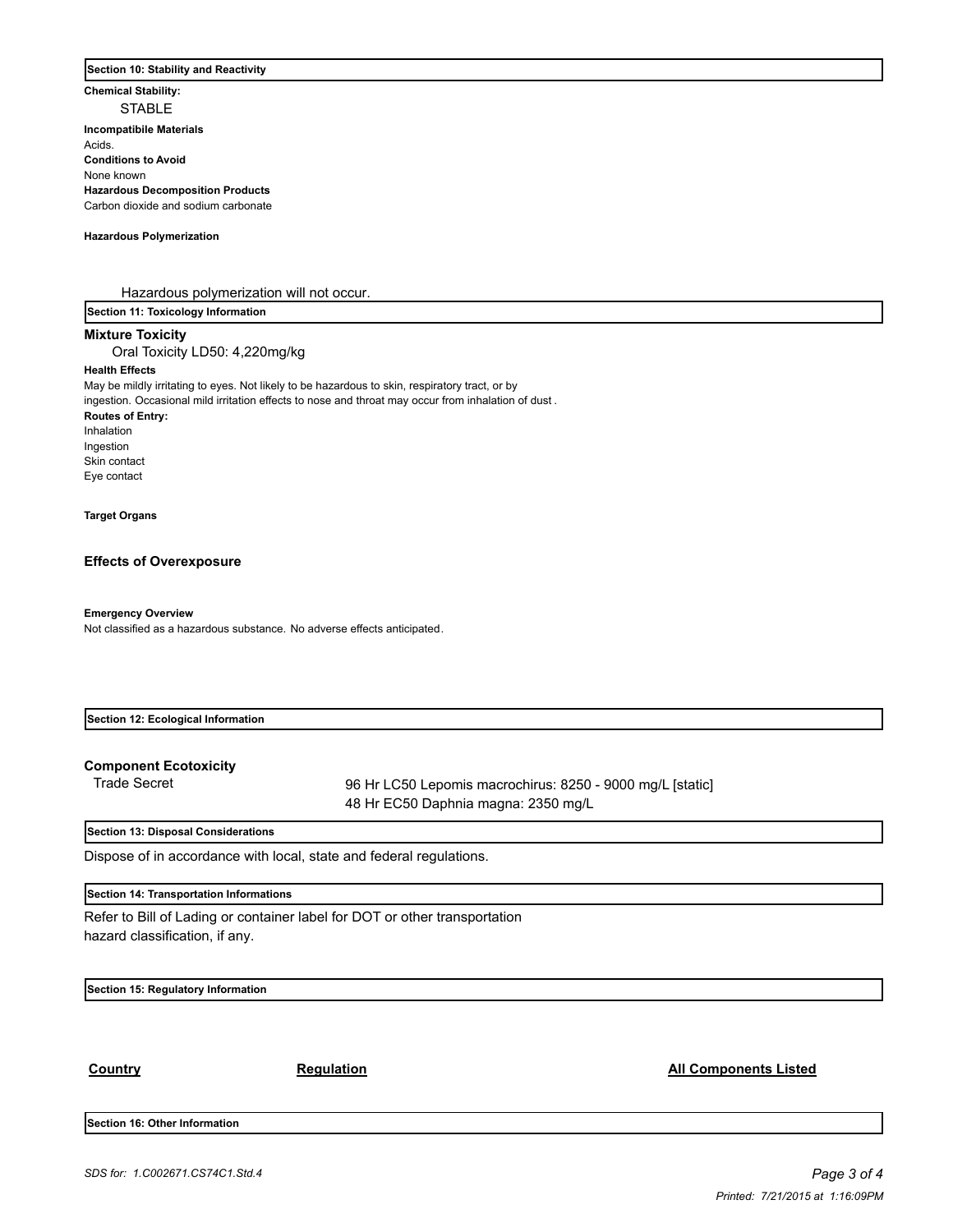## Section 10: Stability and Reactivity

**Chemical Stability:**

STABLE

**Incompatibile Materials**

Acids.

**Conditions to Avoid**

None known

**Hazardous Decomposition Products**

Carbon dioxide and sodium carbonate

**Hazardous Polymerization**

Hazardous polymerization will not occur.

## Section 11: Toxicology Information

**Mixture Toxicity**

Oral Toxicity LD50: 4,220mg/kg

**Health Effects**

May be mildly irritating to eyes. Not likely to be hazardous to skin, respiratory tract, or by ingestion. Occasional mild irritation effects to nose and throat may occur from inhalation of dust .

**Routes of Entry:**

Inhalation
Ingestion
Skin contact
Eye contact

**Target Organs**

**Effects of Overexposure**

**Emergency Overview**

Not classified as a hazardous substance. No adverse effects anticipated.

## Section 12: Ecological Information

**Component Ecotoxicity**

| | |
|---|---|
| Trade Secret | 96 Hr LC50 Lepomis macrochirus: 8250 - 9000 mg/L [static]<br>48 Hr EC50 Daphnia magna: 2350 mg/L |

## Section 13: Disposal Considerations

Dispose of in accordance with local, state and federal regulations.

## Section 14: Transportation Informations

Refer to Bill of Lading or container label for DOT or other transportation hazard classification, if any.

## Section 15: Regulatory Information

| Country | Regulation | All Components Listed |
|---|---|---|

## Section 16: Other Information

*SDS for: 1.C002671.CS74C1.Std.4*

*Printed: 7/21/2015 at 1:16:09PM*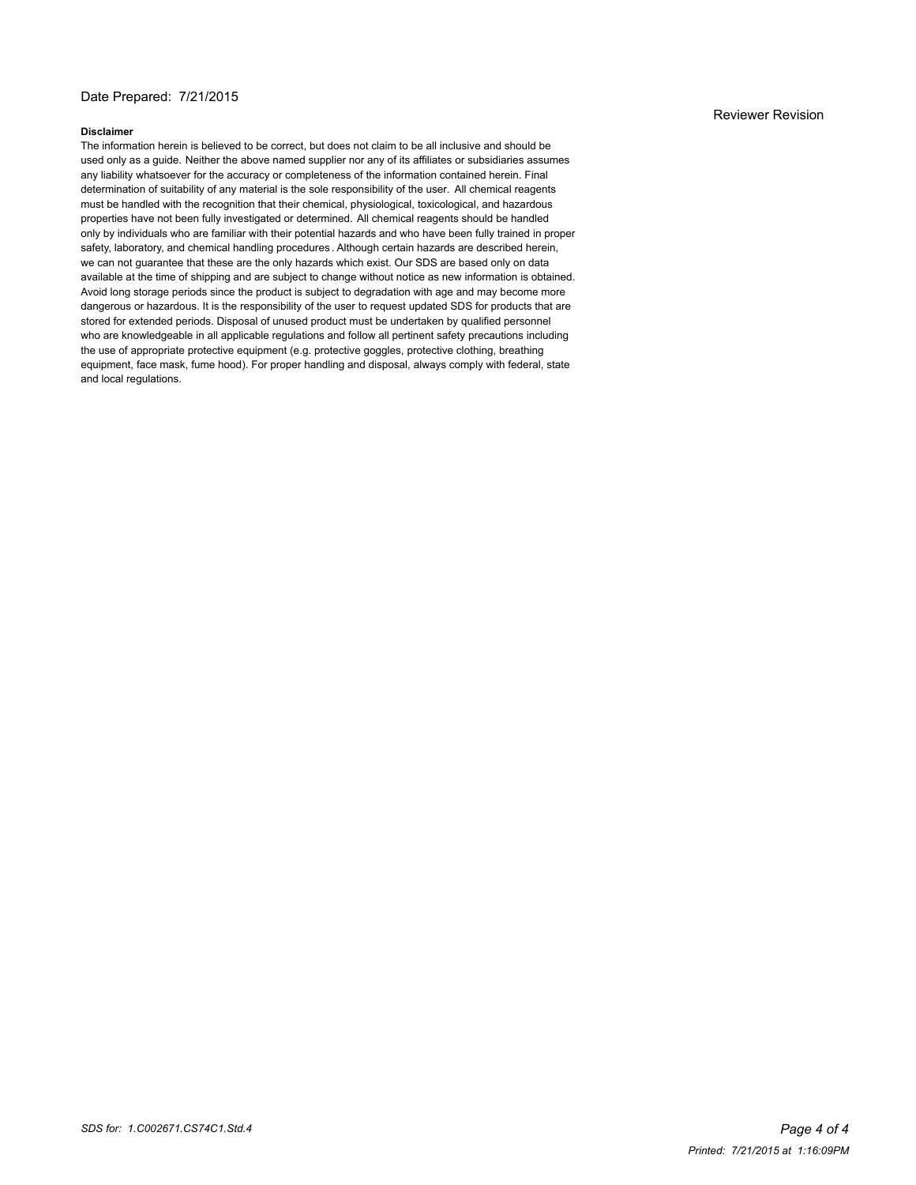Date Prepared: 7/21/2015

Reviewer Revision

**Disclaimer**

The information herein is believed to be correct, but does not claim to be all inclusive and should be used only as a guide. Neither the above named supplier nor any of its affiliates or subsidiaries assumes any liability whatsoever for the accuracy or completeness of the information contained herein. Final determination of suitability of any material is the sole responsibility of the user. All chemical reagents must be handled with the recognition that their chemical, physiological, toxicological, and hazardous properties have not been fully investigated or determined. All chemical reagents should be handled only by individuals who are familiar with their potential hazards and who have been fully trained in proper safety, laboratory, and chemical handling procedures. Although certain hazards are described herein, we can not guarantee that these are the only hazards which exist. Our SDS are based only on data available at the time of shipping and are subject to change without notice as new information is obtained. Avoid long storage periods since the product is subject to degradation with age and may become more dangerous or hazardous. It is the responsibility of the user to request updated SDS for products that are stored for extended periods. Disposal of unused product must be undertaken by qualified personnel who are knowledgeable in all applicable regulations and follow all pertinent safety precautions including the use of appropriate protective equipment (e.g. protective goggles, protective clothing, breathing equipment, face mask, fume hood). For proper handling and disposal, always comply with federal, state and local regulations.